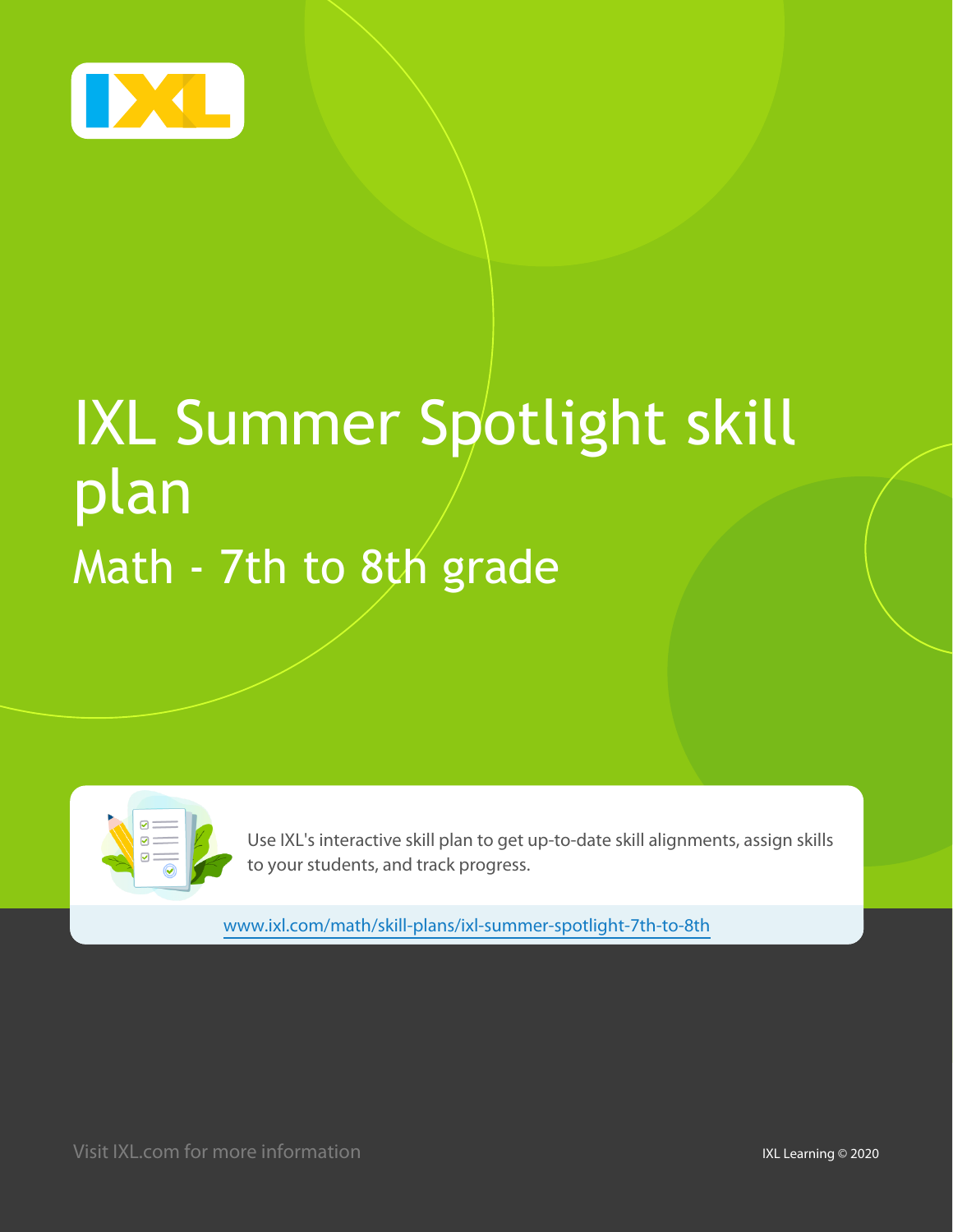# IXL Summer Spotlight skill plan

## Math - 7th to 8th grade

Use IXL's interactive skill plan to get up-to-date skill alignments, assign skills to your students, and track progress.

www.ixl.com/math/skill-plans/ixl-summer-spotlight-7th-to-8th

Visit IXL.com for more information

IXL Learning © 2020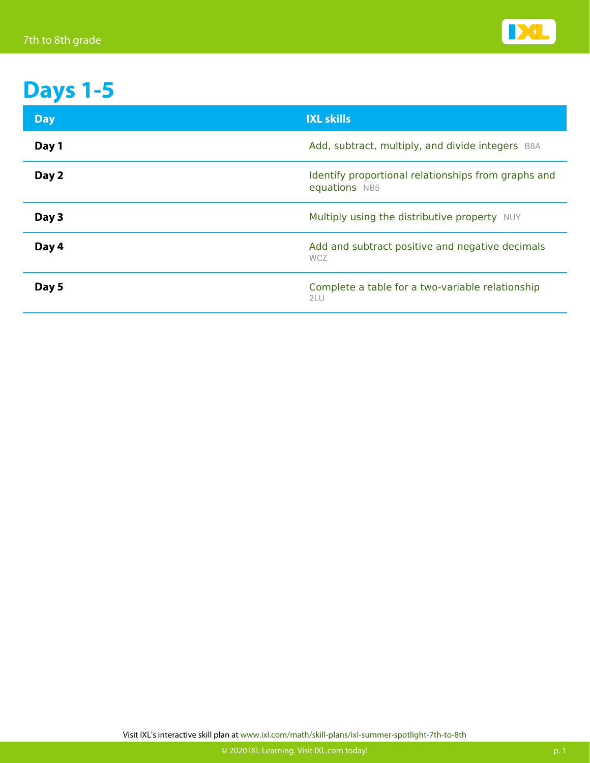# Days 1-5

| Day | IXL skills |
| --- | --- |
| **Day 1** | Add, subtract, multiply, and divide integers B8A |
| **Day 2** | Identify proportional relationships from graphs and equations NB5 |
| **Day 3** | Multiply using the distributive property NUY |
| **Day 4** | Add and subtract positive and negative decimals WCZ |
| **Day 5** | Complete a table for a two-variable relationship 2LU |

Visit IXL's interactive skill plan at www.ixl.com/math/skill-plans/ixl-summer-spotlight-7th-to-8th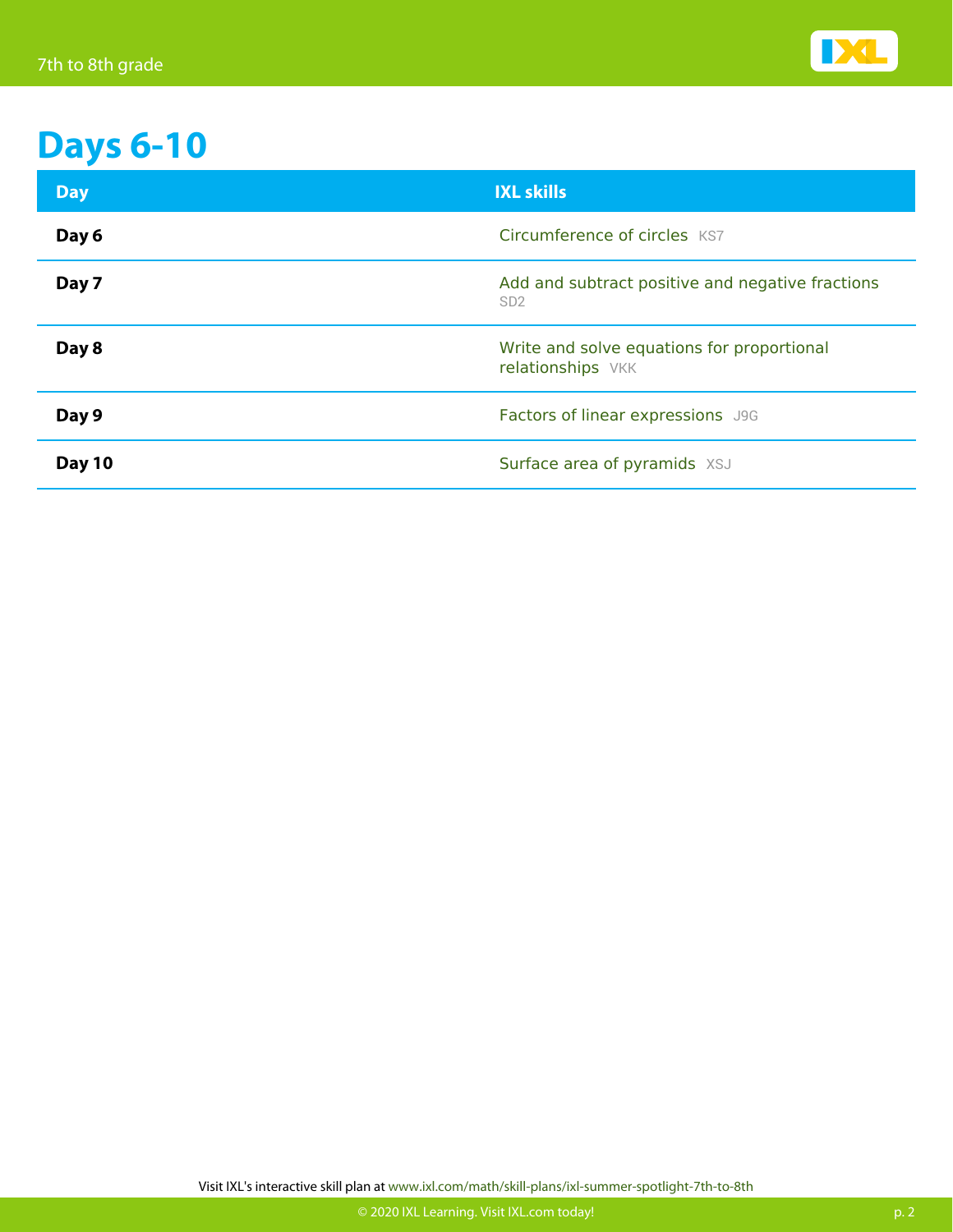# Days 6-10

| Day | IXL skills |
|---|---|
| **Day 6** | Circumference of circles KS7 |
| **Day 7** | Add and subtract positive and negative fractions SD2 |
| **Day 8** | Write and solve equations for proportional relationships VKK |
| **Day 9** | Factors of linear expressions J9G |
| **Day 10** | Surface area of pyramids XSJ |

Visit IXL's interactive skill plan at www.ixl.com/math/skill-plans/ixl-summer-spotlight-7th-to-8th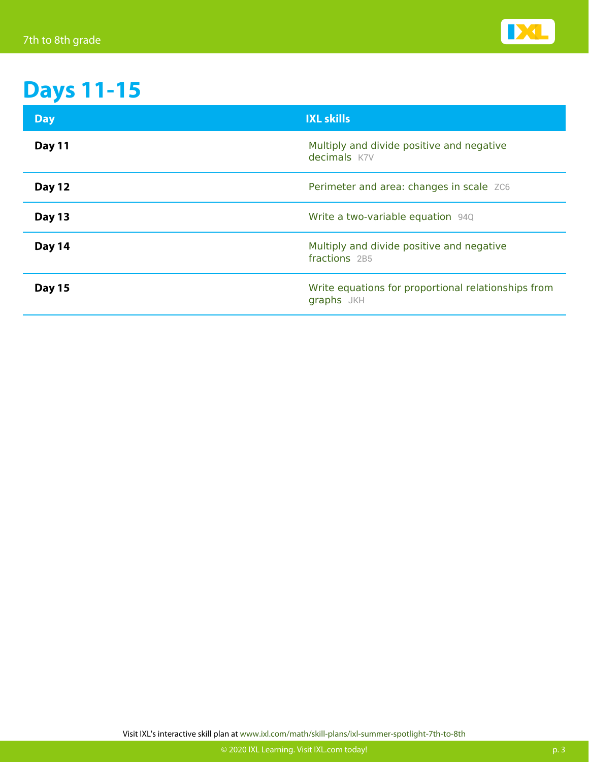# Days 11-15

| Day | IXL skills |
|---|---|
| **Day 11** | Multiply and divide positive and negative decimals K7V |
| **Day 12** | Perimeter and area: changes in scale ZC6 |
| **Day 13** | Write a two-variable equation 94Q |
| **Day 14** | Multiply and divide positive and negative fractions 2B5 |
| **Day 15** | Write equations for proportional relationships from graphs JKH |

Visit IXL's interactive skill plan at www.ixl.com/math/skill-plans/ixl-summer-spotlight-7th-to-8th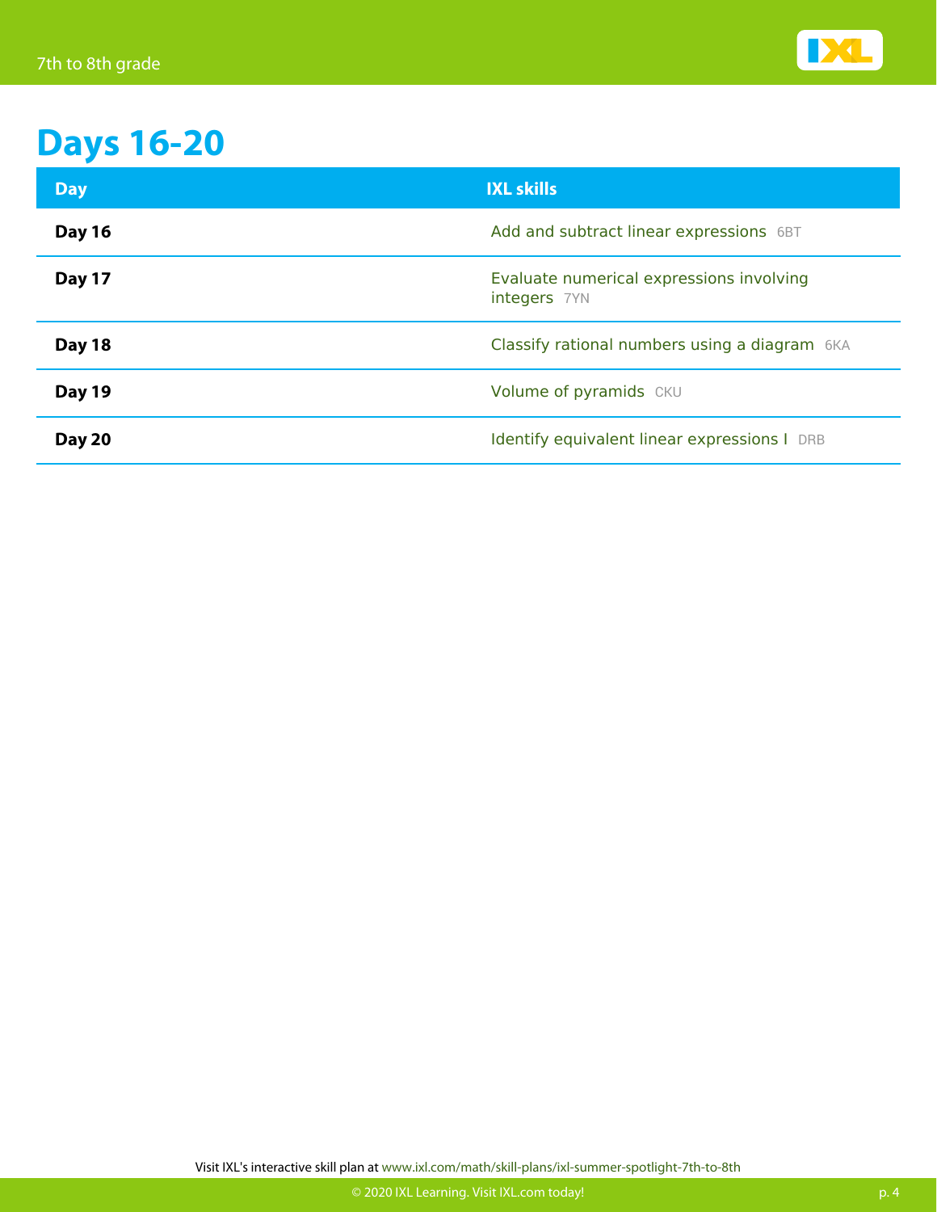# Days 16-20

| Day | IXL skills |
| --- | --- |
| **Day 16** | Add and subtract linear expressions 6BT |
| **Day 17** | Evaluate numerical expressions involving integers 7YN |
| **Day 18** | Classify rational numbers using a diagram 6KA |
| **Day 19** | Volume of pyramids CKU |
| **Day 20** | Identify equivalent linear expressions I DRB |

Visit IXL's interactive skill plan at www.ixl.com/math/skill-plans/ixl-summer-spotlight-7th-to-8th